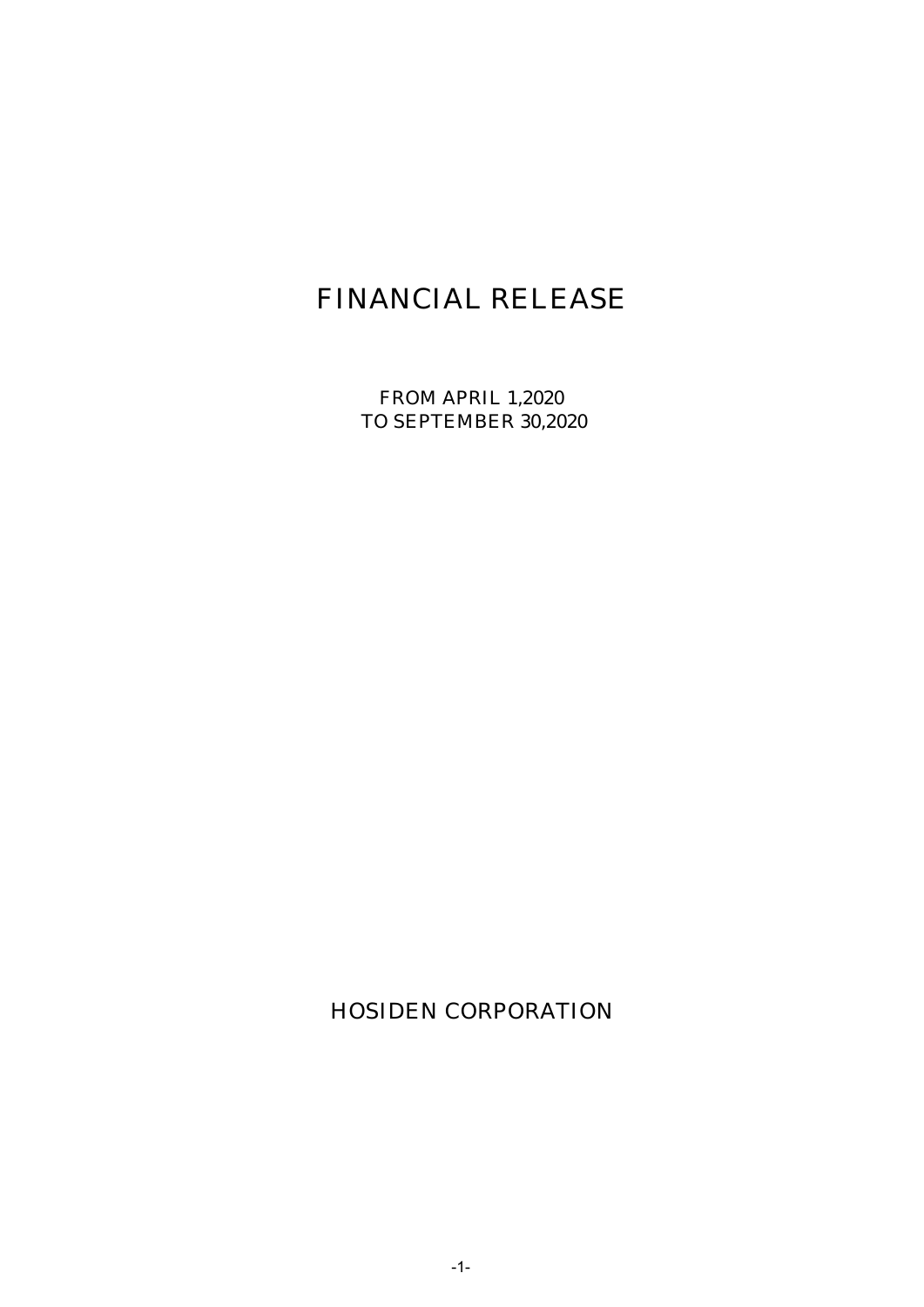# FINANCIAL RELEASE

FROM APRIL 1,2020
TO SEPTEMBER 30,2020

HOSIDEN CORPORATION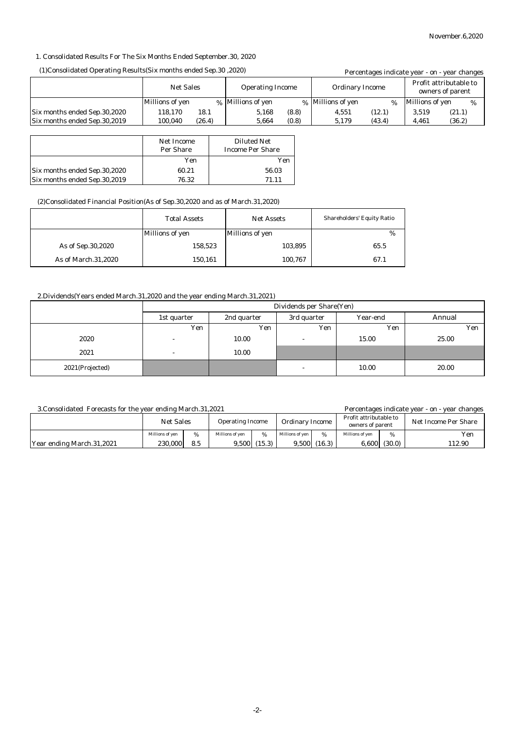November.6,2020

## 1. Consolidated Results For The Six Months Ended September.30, 2020

### (1)Consolidated Operating Results(Six months ended Sep.30 ,2020)

Percentages indicate year - on - year changes

| | Net Sales | | Operating Income | | Ordinary Income | | Profit attributable to owners of parent | |
|---|---|---|---|---|---|---|---|---|
| | Millions of yen | % | Millions of yen | % | Millions of yen | % | Millions of yen | % |
| Six months ended Sep.30,2020 | 118,170 | 18.1 | 5,168 | (8.8) | 4,551 | (12.1) | 3,519 | (21.1) |
| Six months ended Sep.30,2019 | 100,040 | (26.4) | 5,664 | (0.8) | 5,179 | (43.4) | 4,461 | (36.2) |

| | Net Income Per Share | Diluted Net Income Per Share |
|---|---|---|
| | Yen | Yen |
| Six months ended Sep.30,2020 | 60.21 | 56.03 |
| Six months ended Sep.30,2019 | 76.32 | 71.11 |

### (2)Consolidated Financial Position(As of Sep.30,2020 and as of March.31,2020)

| | Total Assets | Net Assets | Shareholders' Equity Ratio |
|---|---|---|---|
| | Millions of yen | Millions of yen | % |
| As of Sep.30,2020 | 158,523 | 103,895 | 65.5 |
| As of March.31,2020 | 150,161 | 100,767 | 67.1 |

## 2.Dividends(Years ended March.31,2020 and the year ending March.31,2021)

| | Dividends per Share(Yen) | | | | |
|---|---|---|---|---|---|
| | 1st quarter | 2nd quarter | 3rd quarter | Year-end | Annual |
| | Yen | Yen | Yen | Yen | Yen |
| 2020 | - | 10.00 | - | 15.00 | 25.00 |
| 2021 | - | 10.00 | | | |
| 2021(Projected) | | | - | 10.00 | 20.00 |

## 3.Consolidated Forecasts for the year ending March.31,2021

Percentages indicate year - on - year changes

| | Net Sales | | Operating Income | | Ordinary Income | | Profit attributable to owners of parent | | Net Income Per Share |
|---|---|---|---|---|---|---|---|---|---|
| | Millions of yen | % | Millions of yen | % | Millions of yen | % | Millions of yen | % | Yen |
| Year ending March.31,2021 | 230,000 | 8.5 | 9,500 | (15.3) | 9,500 | (16.3) | 6,600 | (30.0) | 112.90 |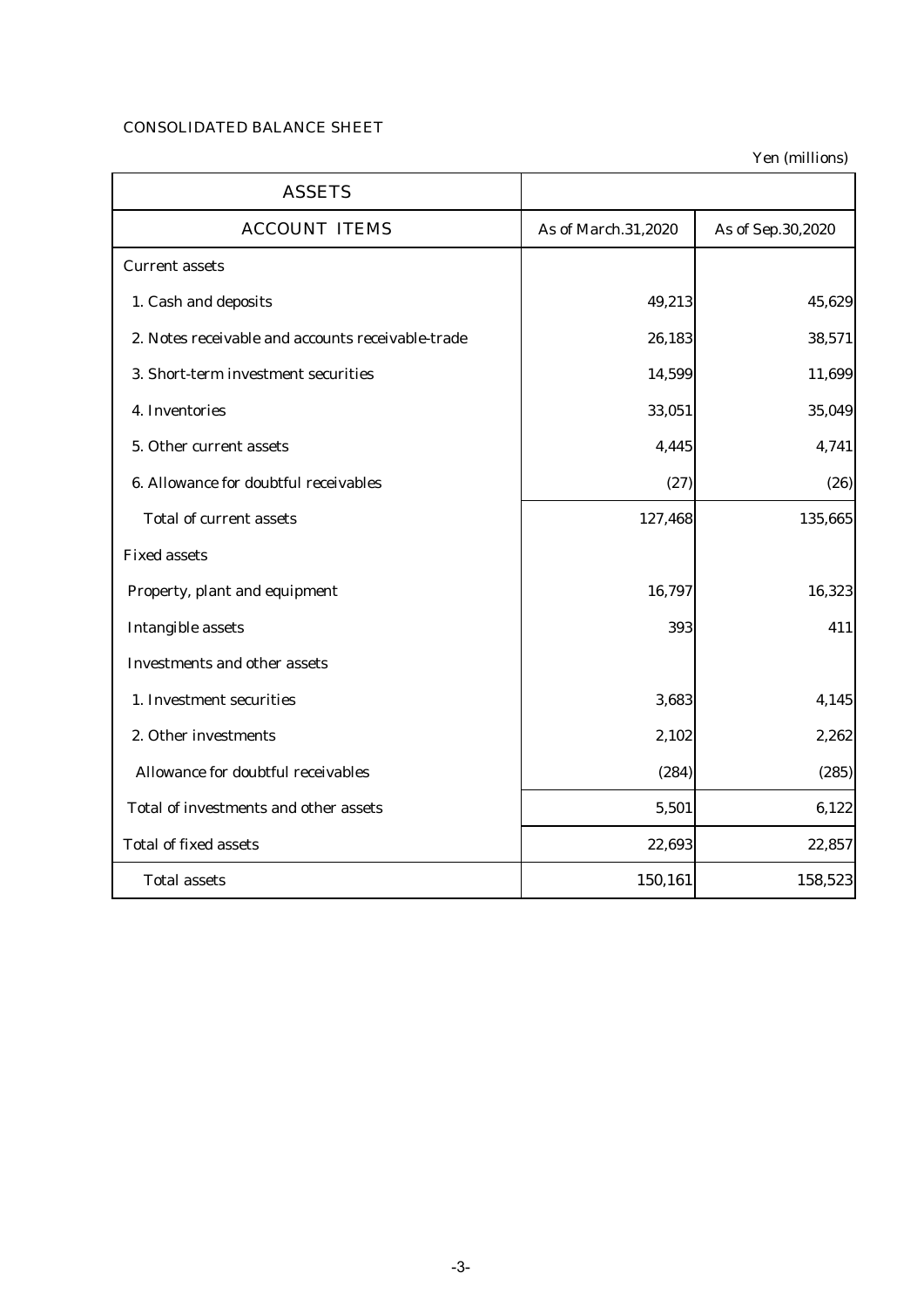CONSOLIDATED BALANCE SHEET

Yen (millions)

| ASSETS | | |
|---|---|---|
| ACCOUNT ITEMS | As of March.31,2020 | As of Sep.30,2020 |
| Current assets | | |
| 1. Cash and deposits | 49,213 | 45,629 |
| 2. Notes receivable and accounts receivable-trade | 26,183 | 38,571 |
| 3. Short-term investment securities | 14,599 | 11,699 |
| 4. Inventories | 33,051 | 35,049 |
| 5. Other current assets | 4,445 | 4,741 |
| 6. Allowance for doubtful receivables | (27) | (26) |
| Total of current assets | 127,468 | 135,665 |
| Fixed assets | | |
| Property, plant and equipment | 16,797 | 16,323 |
| Intangible assets | 393 | 411 |
| Investments and other assets | | |
| 1. Investment securities | 3,683 | 4,145 |
| 2. Other investments | 2,102 | 2,262 |
| Allowance for doubtful receivables | (284) | (285) |
| Total of investments and other assets | 5,501 | 6,122 |
| Total of fixed assets | 22,693 | 22,857 |
| Total assets | 150,161 | 158,523 |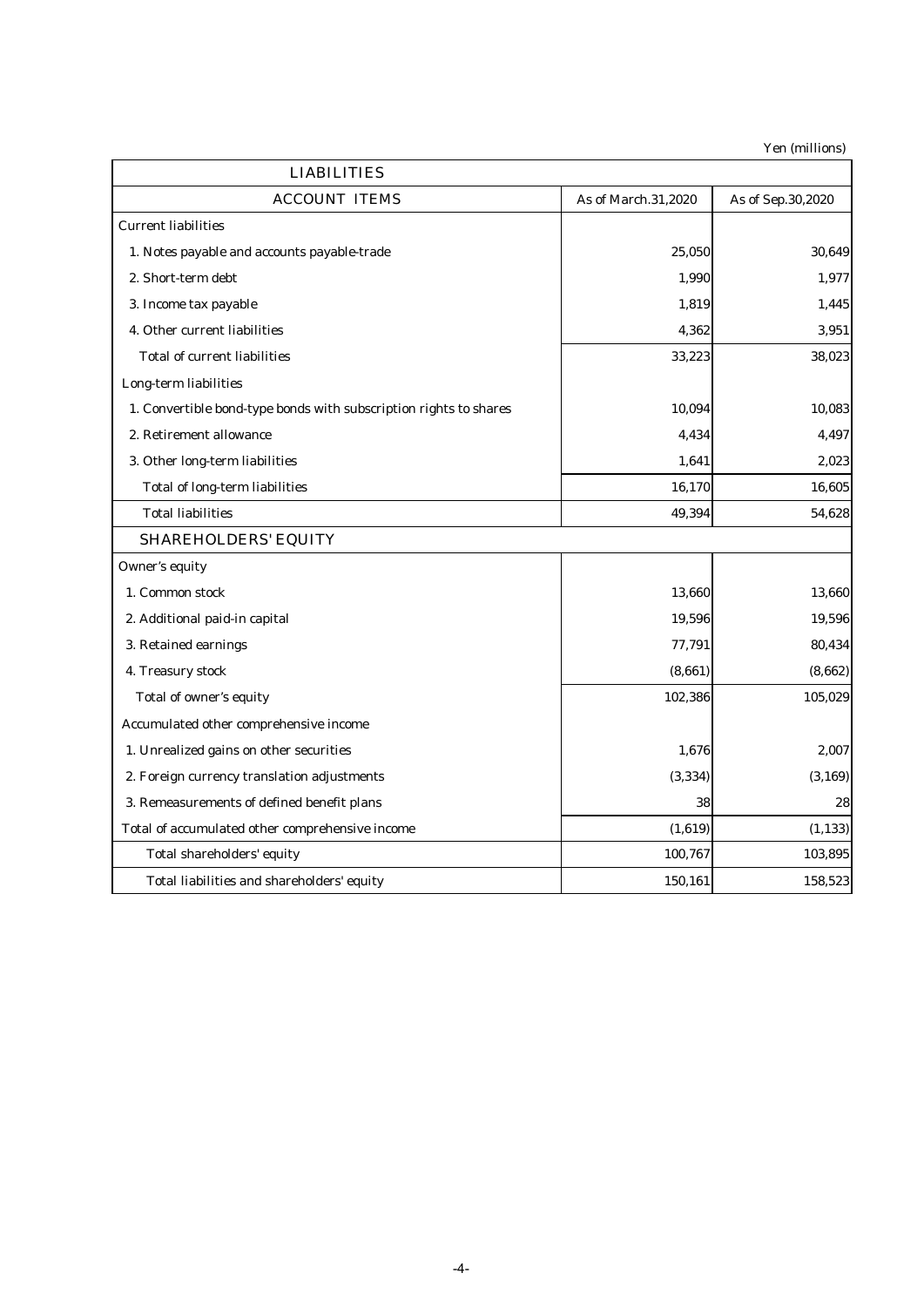Yen (millions)

| LIABILITIES | | |
|---|---|---|
| ACCOUNT ITEMS | As of March.31,2020 | As of Sep.30,2020 |
| Current liabilities | | |
| 1. Notes payable and accounts payable-trade | 25,050 | 30,649 |
| 2. Short-term debt | 1,990 | 1,977 |
| 3. Income tax payable | 1,819 | 1,445 |
| 4. Other current liabilities | 4,362 | 3,951 |
| Total of current liabilities | 33,223 | 38,023 |
| Long-term liabilities | | |
| 1. Convertible bond-type bonds with subscription rights to shares | 10,094 | 10,083 |
| 2. Retirement allowance | 4,434 | 4,497 |
| 3. Other long-term liabilities | 1,641 | 2,023 |
| Total of long-term liabilities | 16,170 | 16,605 |
| Total liabilities | 49,394 | 54,628 |
| SHAREHOLDERS' EQUITY | | |
| Owner's equity | | |
| 1. Common stock | 13,660 | 13,660 |
| 2. Additional paid-in capital | 19,596 | 19,596 |
| 3. Retained earnings | 77,791 | 80,434 |
| 4. Treasury stock | (8,661) | (8,662) |
| Total of owner's equity | 102,386 | 105,029 |
| Accumulated other comprehensive income | | |
| 1. Unrealized gains on other securities | 1,676 | 2,007 |
| 2. Foreign currency translation adjustments | (3,334) | (3,169) |
| 3. Remeasurements of defined benefit plans | 38 | 28 |
| Total of accumulated other comprehensive income | (1,619) | (1,133) |
| Total shareholders' equity | 100,767 | 103,895 |
| Total liabilities and shareholders' equity | 150,161 | 158,523 |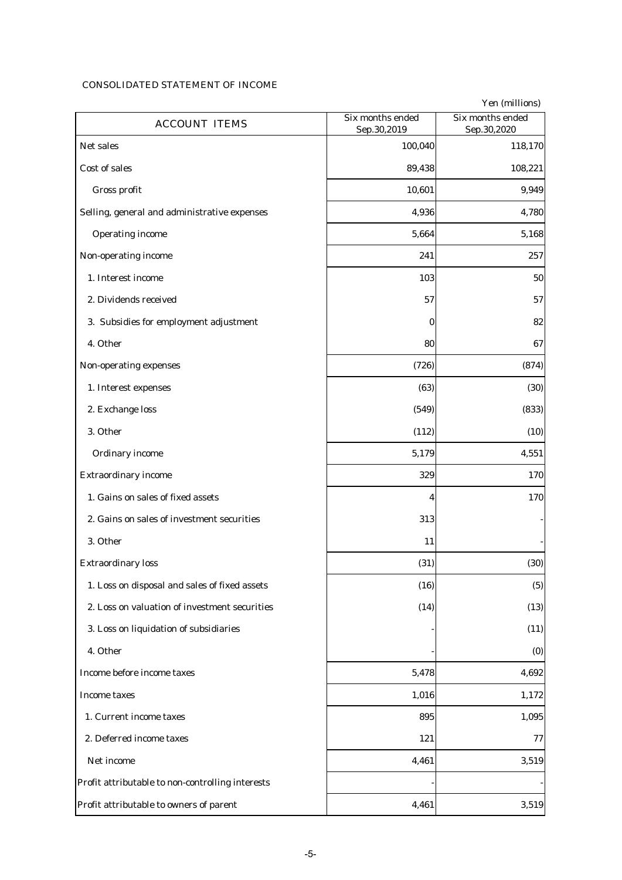CONSOLIDATED STATEMENT OF INCOME

Yen (millions)

| ACCOUNT ITEMS | Six months ended Sep.30,2019 | Six months ended Sep.30,2020 |
|---|---|---|
| Net sales | 100,040 | 118,170 |
| Cost of sales | 89,438 | 108,221 |
| Gross profit | 10,601 | 9,949 |
| Selling, general and administrative expenses | 4,936 | 4,780 |
| Operating income | 5,664 | 5,168 |
| Non-operating income | 241 | 257 |
| 1. Interest income | 103 | 50 |
| 2. Dividends received | 57 | 57 |
| 3. Subsidies for employment adjustment | 0 | 82 |
| 4. Other | 80 | 67 |
| Non-operating expenses | (726) | (874) |
| 1. Interest expenses | (63) | (30) |
| 2. Exchange loss | (549) | (833) |
| 3. Other | (112) | (10) |
| Ordinary income | 5,179 | 4,551 |
| Extraordinary income | 329 | 170 |
| 1. Gains on sales of fixed assets | 4 | 170 |
| 2. Gains on sales of investment securities | 313 | - |
| 3. Other | 11 | - |
| Extraordinary loss | (31) | (30) |
| 1. Loss on disposal and sales of fixed assets | (16) | (5) |
| 2. Loss on valuation of investment securities | (14) | (13) |
| 3. Loss on liquidation of subsidiaries | - | (11) |
| 4. Other | - | (0) |
| Income before income taxes | 5,478 | 4,692 |
| Income taxes | 1,016 | 1,172 |
| 1. Current income taxes | 895 | 1,095 |
| 2. Deferred income taxes | 121 | 77 |
| Net income | 4,461 | 3,519 |
| Profit attributable to non-controlling interests | - | - |
| Profit attributable to owners of parent | 4,461 | 3,519 |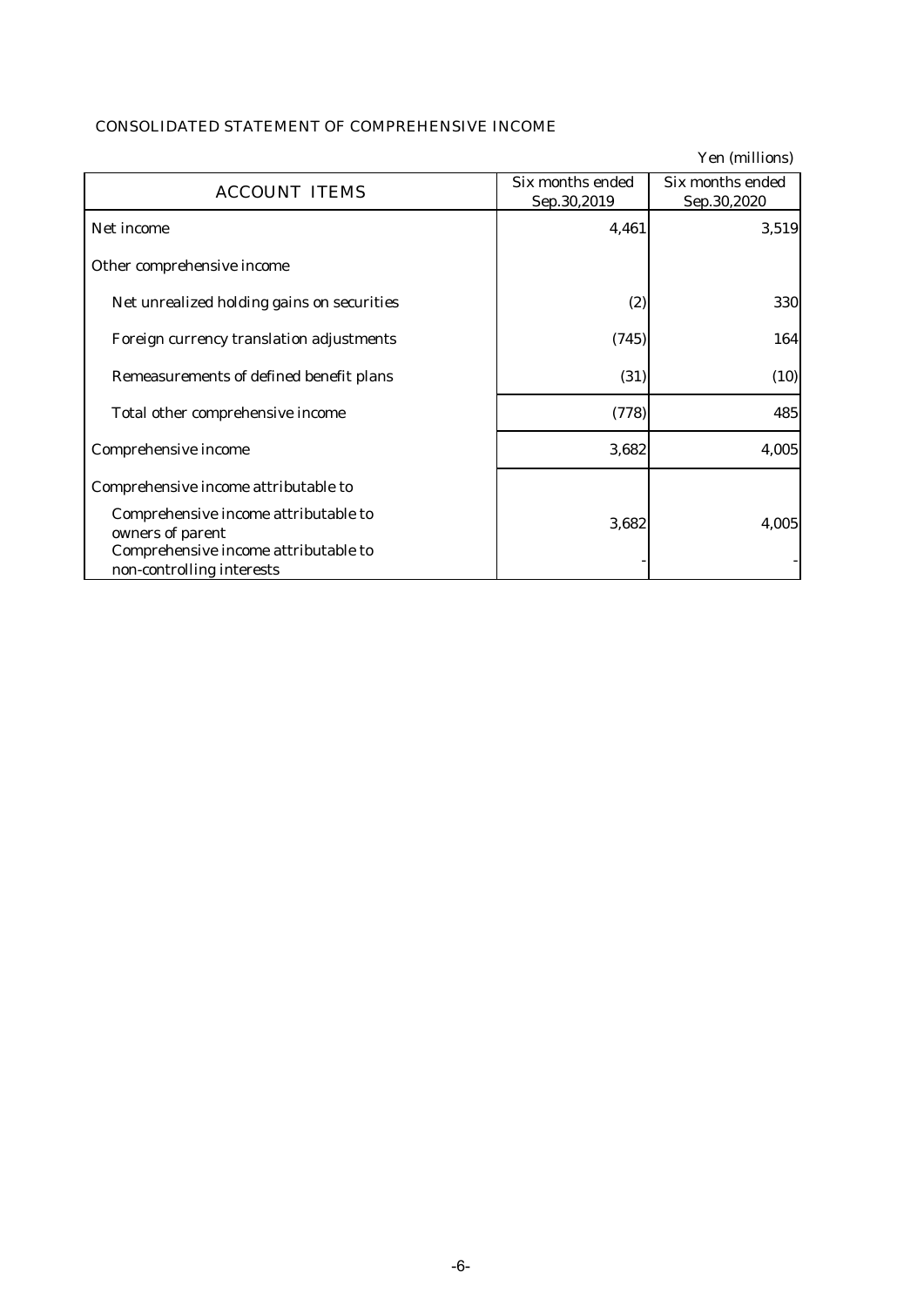## CONSOLIDATED STATEMENT OF COMPREHENSIVE INCOME

Yen (millions)

| ACCOUNT ITEMS | Six months ended Sep.30,2019 | Six months ended Sep.30,2020 |
|---|---|---|
| Net income | 4,461 | 3,519 |
| Other comprehensive income | | |
| Net unrealized holding gains on securities | (2) | 330 |
| Foreign currency translation adjustments | (745) | 164 |
| Remeasurements of defined benefit plans | (31) | (10) |
| Total other comprehensive income | (778) | 485 |
| Comprehensive income | 3,682 | 4,005 |
| Comprehensive income attributable to | | |
| Comprehensive income attributable to owners of parent | 3,682 | 4,005 |
| Comprehensive income attributable to non-controlling interests | - | - |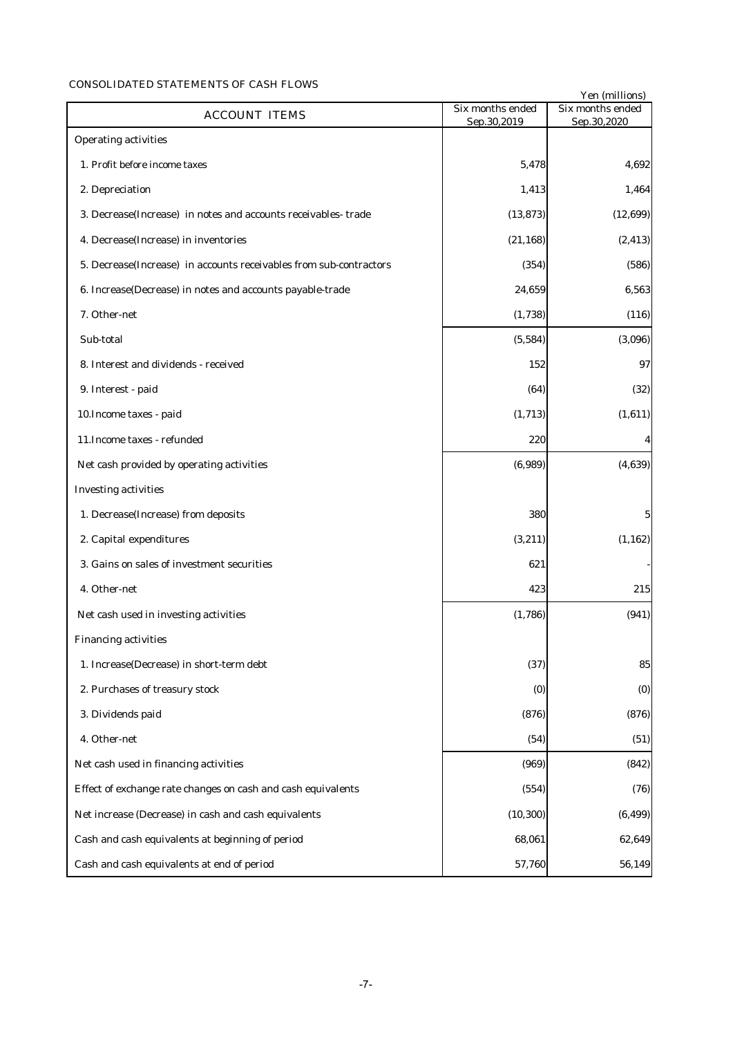CONSOLIDATED STATEMENTS OF CASH FLOWS

Yen (millions)

| ACCOUNT ITEMS | Six months ended Sep.30,2019 | Six months ended Sep.30,2020 |
|---|---|---|
| Operating activities | | |
| 1. Profit before income taxes | 5,478 | 4,692 |
| 2. Depreciation | 1,413 | 1,464 |
| 3. Decrease(Increase) in notes and accounts receivables- trade | (13,873) | (12,699) |
| 4. Decrease(Increase) in inventories | (21,168) | (2,413) |
| 5. Decrease(Increase) in accounts receivables from sub-contractors | (354) | (586) |
| 6. Increase(Decrease) in notes and accounts payable-trade | 24,659 | 6,563 |
| 7. Other-net | (1,738) | (116) |
| Sub-total | (5,584) | (3,096) |
| 8. Interest and dividends - received | 152 | 97 |
| 9. Interest - paid | (64) | (32) |
| 10.Income taxes - paid | (1,713) | (1,611) |
| 11.Income taxes - refunded | 220 | 4 |
| Net cash provided by operating activities | (6,989) | (4,639) |
| Investing activities | | |
| 1. Decrease(Increase) from deposits | 380 | 5 |
| 2. Capital expenditures | (3,211) | (1,162) |
| 3. Gains on sales of investment securities | 621 | - |
| 4. Other-net | 423 | 215 |
| Net cash used in investing activities | (1,786) | (941) |
| Financing activities | | |
| 1. Increase(Decrease) in short-term debt | (37) | 85 |
| 2. Purchases of treasury stock | (0) | (0) |
| 3. Dividends paid | (876) | (876) |
| 4. Other-net | (54) | (51) |
| Net cash used in financing activities | (969) | (842) |
| Effect of exchange rate changes on cash and cash equivalents | (554) | (76) |
| Net increase (Decrease) in cash and cash equivalents | (10,300) | (6,499) |
| Cash and cash equivalents at beginning of period | 68,061 | 62,649 |
| Cash and cash equivalents at end of period | 57,760 | 56,149 |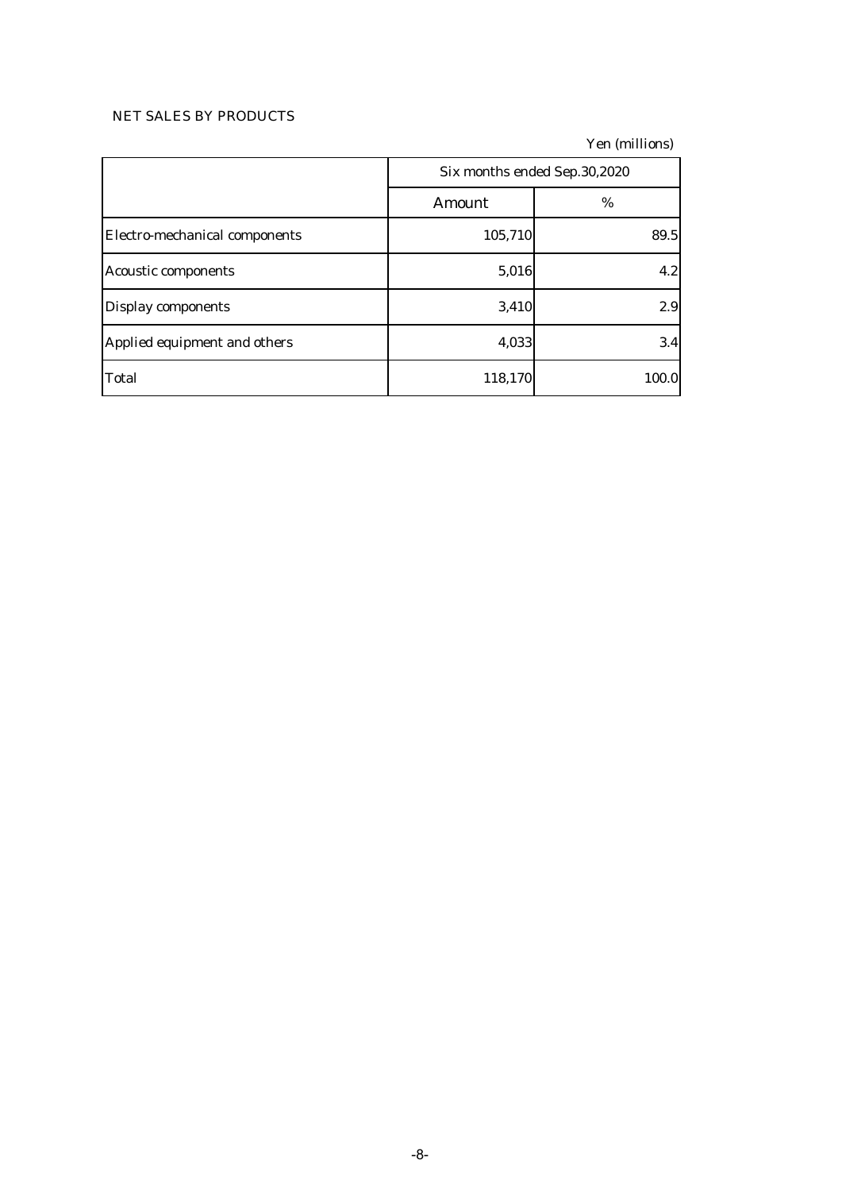## NET SALES BY PRODUCTS

Yen (millions)

| | Six months ended Sep.30,2020 | |
|---|---|---|
| | Amount | % |
| Electro-mechanical components | 105,710 | 89.5 |
| Acoustic components | 5,016 | 4.2 |
| Display components | 3,410 | 2.9 |
| Applied equipment and others | 4,033 | 3.4 |
| Total | 118,170 | 100.0 |